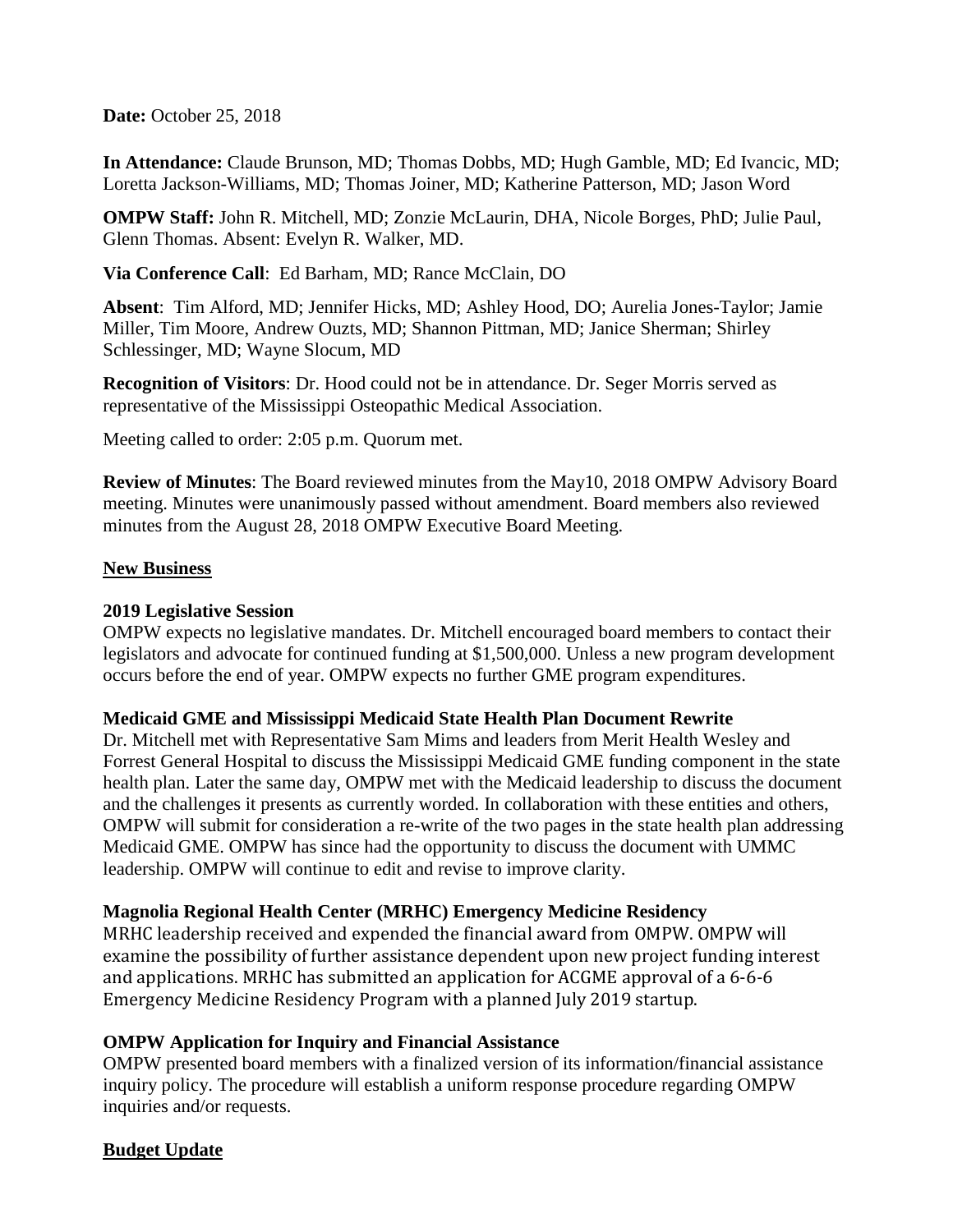**Date:** October 25, 2018

**In Attendance:** Claude Brunson, MD; Thomas Dobbs, MD; Hugh Gamble, MD; Ed Ivancic, MD; Loretta Jackson-Williams, MD; Thomas Joiner, MD; Katherine Patterson, MD; Jason Word

**OMPW Staff:** John R. Mitchell, MD; Zonzie McLaurin, DHA, Nicole Borges, PhD; Julie Paul, Glenn Thomas. Absent: Evelyn R. Walker, MD.

**Via Conference Call**: Ed Barham, MD; Rance McClain, DO

**Absent**: Tim Alford, MD; Jennifer Hicks, MD; Ashley Hood, DO; Aurelia Jones-Taylor; Jamie Miller, Tim Moore, Andrew Ouzts, MD; Shannon Pittman, MD; Janice Sherman; Shirley Schlessinger, MD; Wayne Slocum, MD

**Recognition of Visitors**: Dr. Hood could not be in attendance. Dr. Seger Morris served as representative of the Mississippi Osteopathic Medical Association.

Meeting called to order: 2:05 p.m. Quorum met.

**Review of Minutes**: The Board reviewed minutes from the May10, 2018 OMPW Advisory Board meeting. Minutes were unanimously passed without amendment. Board members also reviewed minutes from the August 28, 2018 OMPW Executive Board Meeting.

## New Business

### 2019 Legislative Session

OMPW expects no legislative mandates. Dr. Mitchell encouraged board members to contact their legislators and advocate for continued funding at $1,500,000. Unless a new program development occurs before the end of year. OMPW expects no further GME program expenditures.

### Medicaid GME and Mississippi Medicaid State Health Plan Document Rewrite

Dr. Mitchell met with Representative Sam Mims and leaders from Merit Health Wesley and Forrest General Hospital to discuss the Mississippi Medicaid GME funding component in the state health plan. Later the same day, OMPW met with the Medicaid leadership to discuss the document and the challenges it presents as currently worded. In collaboration with these entities and others, OMPW will submit for consideration a re-write of the two pages in the state health plan addressing Medicaid GME. OMPW has since had the opportunity to discuss the document with UMMC leadership. OMPW will continue to edit and revise to improve clarity.

### Magnolia Regional Health Center (MRHC) Emergency Medicine Residency

MRHC leadership received and expended the financial award from OMPW. OMPW will examine the possibility of further assistance dependent upon new project funding interest and applications. MRHC has submitted an application for ACGME approval of a 6-6-6 Emergency Medicine Residency Program with a planned July 2019 startup.

### OMPW Application for Inquiry and Financial Assistance

OMPW presented board members with a finalized version of its information/financial assistance inquiry policy. The procedure will establish a uniform response procedure regarding OMPW inquiries and/or requests.

## Budget Update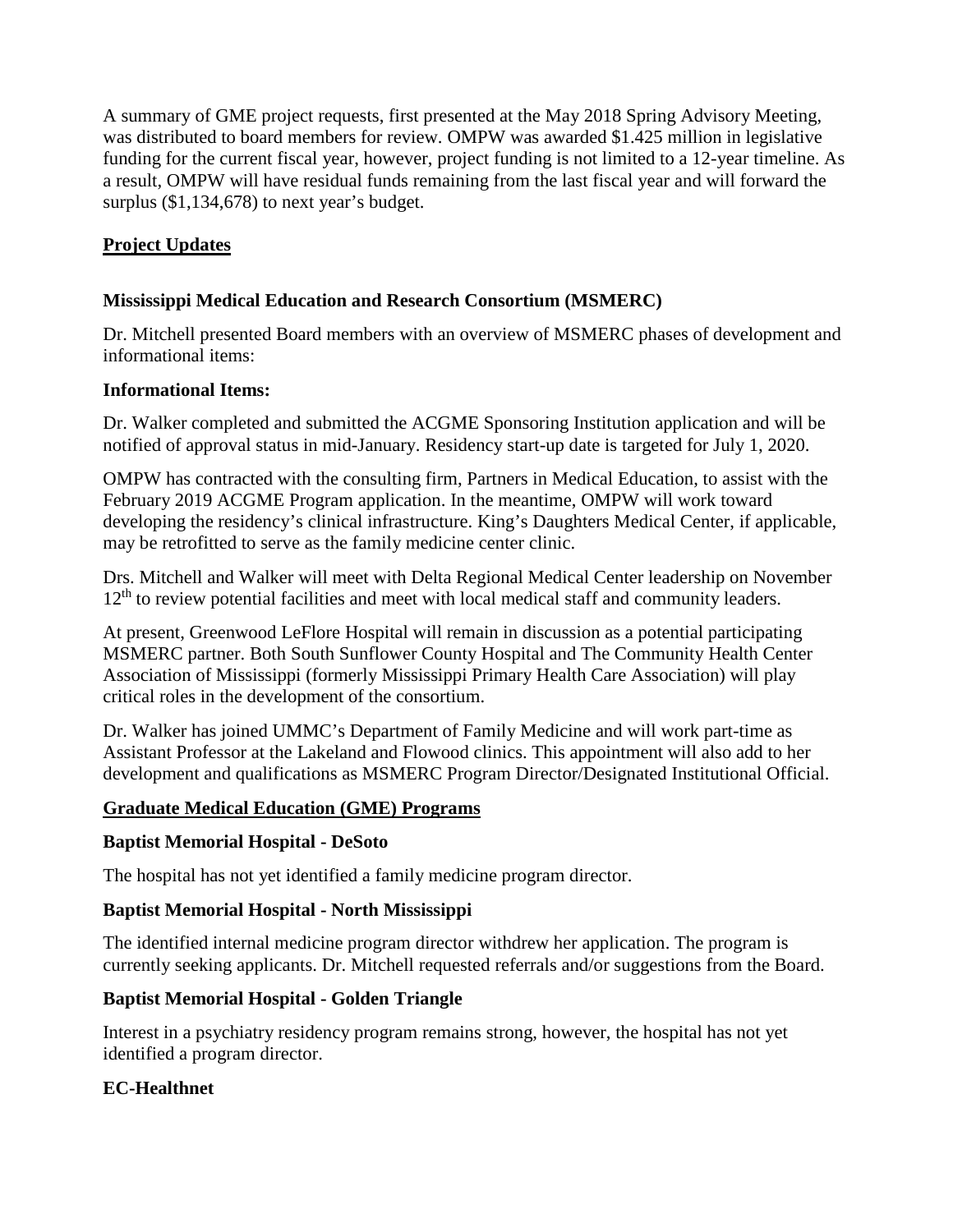A summary of GME project requests, first presented at the May 2018 Spring Advisory Meeting, was distributed to board members for review. OMPW was awarded $1.425 million in legislative funding for the current fiscal year, however, project funding is not limited to a 12-year timeline. As a result, OMPW will have residual funds remaining from the last fiscal year and will forward the surplus ($1,134,678) to next year's budget.

## Project Updates

### Mississippi Medical Education and Research Consortium (MSMERC)

Dr. Mitchell presented Board members with an overview of MSMERC phases of development and informational items:

**Informational Items:**

Dr. Walker completed and submitted the ACGME Sponsoring Institution application and will be notified of approval status in mid-January. Residency start-up date is targeted for July 1, 2020.

OMPW has contracted with the consulting firm, Partners in Medical Education, to assist with the February 2019 ACGME Program application. In the meantime, OMPW will work toward developing the residency's clinical infrastructure. King's Daughters Medical Center, if applicable, may be retrofitted to serve as the family medicine center clinic.

Drs. Mitchell and Walker will meet with Delta Regional Medical Center leadership on November 12th to review potential facilities and meet with local medical staff and community leaders.

At present, Greenwood LeFlore Hospital will remain in discussion as a potential participating MSMERC partner. Both South Sunflower County Hospital and The Community Health Center Association of Mississippi (formerly Mississippi Primary Health Care Association) will play critical roles in the development of the consortium.

Dr. Walker has joined UMMC's Department of Family Medicine and will work part-time as Assistant Professor at the Lakeland and Flowood clinics. This appointment will also add to her development and qualifications as MSMERC Program Director/Designated Institutional Official.

## Graduate Medical Education (GME) Programs

### Baptist Memorial Hospital - DeSoto

The hospital has not yet identified a family medicine program director.

### Baptist Memorial Hospital - North Mississippi

The identified internal medicine program director withdrew her application. The program is currently seeking applicants. Dr. Mitchell requested referrals and/or suggestions from the Board.

### Baptist Memorial Hospital - Golden Triangle

Interest in a psychiatry residency program remains strong, however, the hospital has not yet identified a program director.

### EC-Healthnet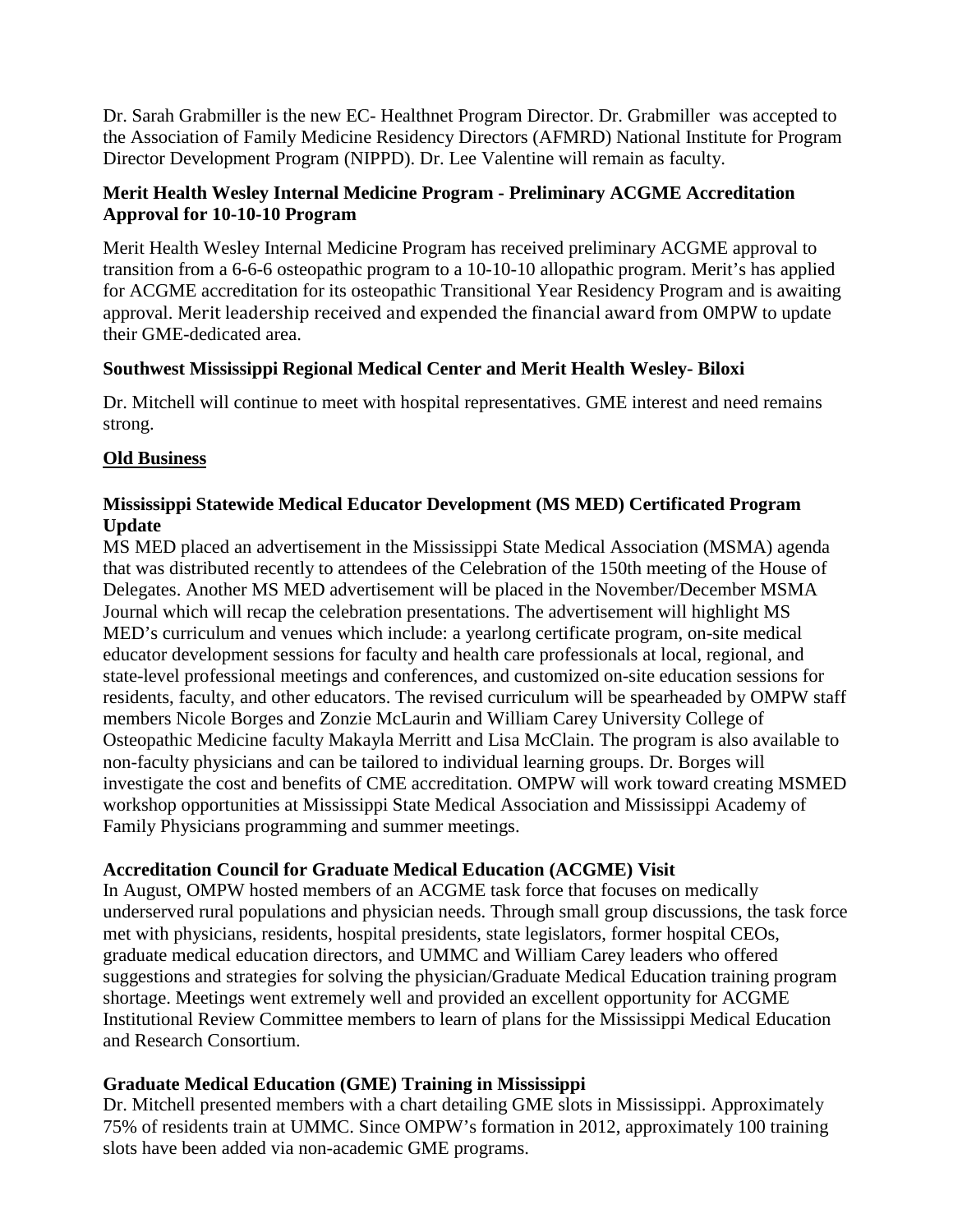Dr. Sarah Grabmiller is the new EC- Healthnet Program Director. Dr. Grabmiller was accepted to the Association of Family Medicine Residency Directors (AFMRD) National Institute for Program Director Development Program (NIPPD). Dr. Lee Valentine will remain as faculty.

**Merit Health Wesley Internal Medicine Program - Preliminary ACGME Accreditation Approval for 10-10-10 Program**

Merit Health Wesley Internal Medicine Program has received preliminary ACGME approval to transition from a 6-6-6 osteopathic program to a 10-10-10 allopathic program. Merit's has applied for ACGME accreditation for its osteopathic Transitional Year Residency Program and is awaiting approval. Merit leadership received and expended the financial award from OMPW to update their GME-dedicated area.

**Southwest Mississippi Regional Medical Center and Merit Health Wesley- Biloxi**

Dr. Mitchell will continue to meet with hospital representatives. GME interest and need remains strong.

## Old Business

**Mississippi Statewide Medical Educator Development (MS MED) Certificated Program Update**

MS MED placed an advertisement in the Mississippi State Medical Association (MSMA) agenda that was distributed recently to attendees of the Celebration of the 150th meeting of the House of Delegates. Another MS MED advertisement will be placed in the November/December MSMA Journal which will recap the celebration presentations. The advertisement will highlight MS MED's curriculum and venues which include: a yearlong certificate program, on-site medical educator development sessions for faculty and health care professionals at local, regional, and state-level professional meetings and conferences, and customized on-site education sessions for residents, faculty, and other educators. The revised curriculum will be spearheaded by OMPW staff members Nicole Borges and Zonzie McLaurin and William Carey University College of Osteopathic Medicine faculty Makayla Merritt and Lisa McClain. The program is also available to non-faculty physicians and can be tailored to individual learning groups. Dr. Borges will investigate the cost and benefits of CME accreditation. OMPW will work toward creating MSMED workshop opportunities at Mississippi State Medical Association and Mississippi Academy of Family Physicians programming and summer meetings.

**Accreditation Council for Graduate Medical Education (ACGME) Visit**

In August, OMPW hosted members of an ACGME task force that focuses on medically underserved rural populations and physician needs. Through small group discussions, the task force met with physicians, residents, hospital presidents, state legislators, former hospital CEOs, graduate medical education directors, and UMMC and William Carey leaders who offered suggestions and strategies for solving the physician/Graduate Medical Education training program shortage. Meetings went extremely well and provided an excellent opportunity for ACGME Institutional Review Committee members to learn of plans for the Mississippi Medical Education and Research Consortium.

**Graduate Medical Education (GME) Training in Mississippi**

Dr. Mitchell presented members with a chart detailing GME slots in Mississippi. Approximately 75% of residents train at UMMC. Since OMPW's formation in 2012, approximately 100 training slots have been added via non-academic GME programs.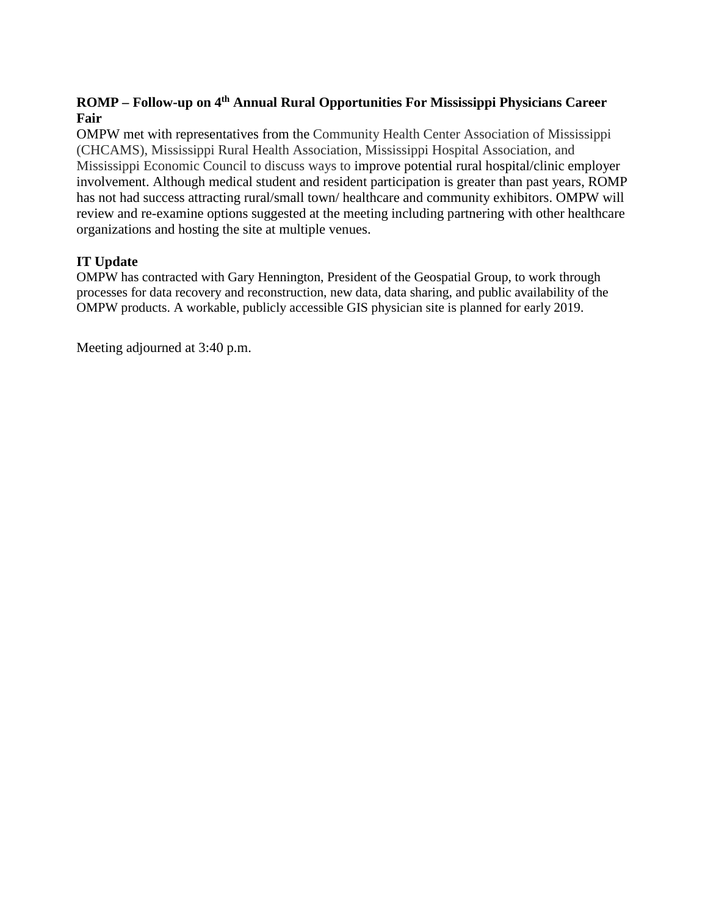**ROMP – Follow-up on 4th Annual Rural Opportunities For Mississippi Physicians Career Fair**

OMPW met with representatives from the Community Health Center Association of Mississippi (CHCAMS), Mississippi Rural Health Association, Mississippi Hospital Association, and Mississippi Economic Council to discuss ways to improve potential rural hospital/clinic employer involvement. Although medical student and resident participation is greater than past years, ROMP has not had success attracting rural/small town/ healthcare and community exhibitors. OMPW will review and re-examine options suggested at the meeting including partnering with other healthcare organizations and hosting the site at multiple venues.

**IT Update**

OMPW has contracted with Gary Hennington, President of the Geospatial Group, to work through processes for data recovery and reconstruction, new data, data sharing, and public availability of the OMPW products. A workable, publicly accessible GIS physician site is planned for early 2019.

Meeting adjourned at 3:40 p.m.